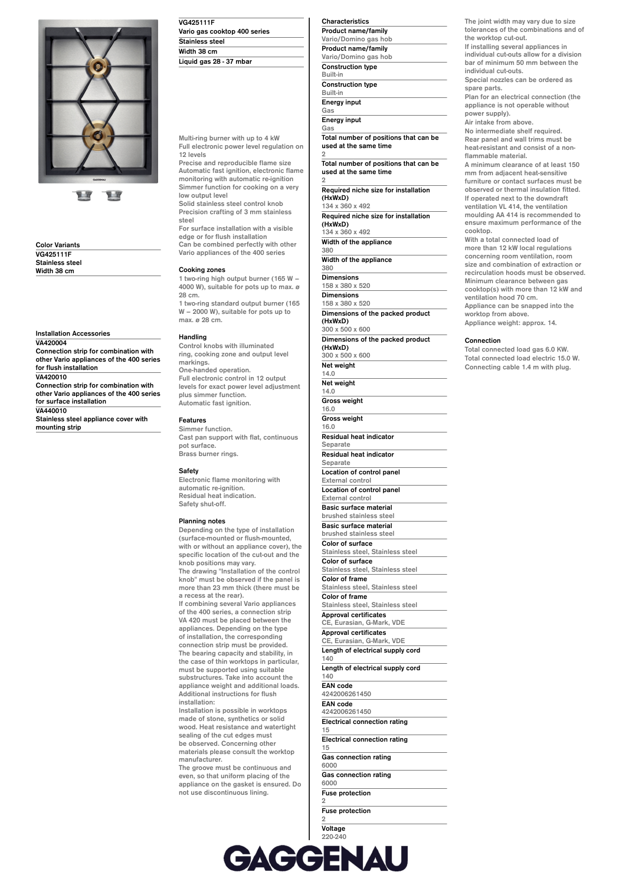**VG425111F**
**Vario gas cooktop 400 series**
**Stainless steel**
**Width 38 cm**
**Liquid gas 28 - 37 mbar**

## Color Variants

**VG425111F**
**Stainless steel**
**Width 38 cm**

## Installation Accessories

**VA420004**
**Connection strip for combination with other Vario appliances of the 400 series for flush installation**

**VA420010**
**Connection strip for combination with other Vario appliances of the 400 series for surface installation**

**VA440010**
**Stainless steel appliance cover with mounting strip**

Multi-ring burner with up to 4 kW
Full electronic power level regulation on 12 levels
Precise and reproducible flame size
Automatic fast ignition, electronic flame monitoring with automatic re-ignition
Simmer function for cooking on a very low output level
Solid stainless steel control knob
Precision crafting of 3 mm stainless steel
For surface installation with a visible edge or for flush installation
Can be combined perfectly with other Vario appliances of the 400 series

### Cooking zones

1 two-ring high output burner (165 W – 4000 W), suitable for pots up to max. ø 28 cm.
1 two-ring standard output burner (165 W – 2000 W), suitable for pots up to max. ø 28 cm.

### Handling

Control knobs with illuminated ring, cooking zone and output level markings.
One-handed operation.
Full electronic control in 12 output levels for exact power level adjustment plus simmer function.
Automatic fast ignition.

### Features

Simmer function.
Cast pan support with flat, continuous pot surface.
Brass burner rings.

### Safety

Electronic flame monitoring with automatic re-ignition.
Residual heat indication.
Safety shut-off.

### Planning notes

Depending on the type of installation (surface-mounted or flush-mounted, with or without an appliance cover), the specific location of the cut-out and the knob positions may vary.
The drawing "Installation of the control knob" must be observed if the panel is more than 23 mm thick (there must be a recess at the rear).
If combining several Vario appliances of the 400 series, a connection strip VA 420 must be placed between the appliances. Depending on the type of installation, the corresponding connection strip must be provided.
The bearing capacity and stability, in the case of thin worktops in particular, must be supported using suitable substructures. Take into account the appliance weight and additional loads.
Additional instructions for flush installation:
Installation is possible in worktops made of stone, synthetics or solid wood. Heat resistance and watertight sealing of the cut edges must be observed. Concerning other materials please consult the worktop manufacturer.
The groove must be continuous and even, so that uniform placing of the appliance on the gasket is ensured. Do not use discontinuous lining.

### Characteristics

**Product name/family**
Vario/Domino gas hob
**Product name/family**
Vario/Domino gas hob
**Construction type**
Built-in
**Construction type**
Built-in
**Energy input**
Gas
**Energy input**
Gas
**Total number of positions that can be used at the same time**
2
**Total number of positions that can be used at the same time**
2
**Required niche size for installation (HxWxD)**
134 x 360 x 492
**Required niche size for installation (HxWxD)**
134 x 360 x 492
**Width of the appliance**
380
**Width of the appliance**
380
**Dimensions**
158 x 380 x 520
**Dimensions**
158 x 380 x 520
**Dimensions of the packed product (HxWxD)**
300 x 500 x 600
**Dimensions of the packed product (HxWxD)**
300 x 500 x 600
**Net weight**
14.0
**Net weight**
14.0
**Gross weight**
16.0
**Gross weight**
16.0
**Residual heat indicator**
Separate
**Residual heat indicator**
Separate
**Location of control panel**
External control
**Location of control panel**
External control
**Basic surface material**
brushed stainless steel
**Basic surface material**
brushed stainless steel
**Color of surface**
Stainless steel, Stainless steel
**Color of surface**
Stainless steel, Stainless steel
**Color of frame**
Stainless steel, Stainless steel
**Color of frame**
Stainless steel, Stainless steel
**Approval certificates**
CE, Eurasian, G-Mark, VDE
**Approval certificates**
CE, Eurasian, G-Mark, VDE
**Length of electrical supply cord**
140
**Length of electrical supply cord**
140
**EAN code**
4242006261450
**EAN code**
4242006261450
**Electrical connection rating**
15
**Electrical connection rating**
15
**Gas connection rating**
6000
**Gas connection rating**
6000
**Fuse protection**
2
**Fuse protection**
2
**Voltage**
220-240

The joint width may vary due to size tolerances of the combinations and of the worktop cut-out.
If installing several appliances in individual cut-outs allow for a division bar of minimum 50 mm between the individual cut-outs.
Special nozzles can be ordered as spare parts.
Plan for an electrical connection (the appliance is not operable without power supply).
Air intake from above.
No intermediate shelf required.
Rear panel and wall trims must be heat-resistant and consist of a non-flammable material.
A minimum clearance of at least 150 mm from adjacent heat-sensitive furniture or contact surfaces must be observed or thermal insulation fitted.
If operated next to the downdraft ventilation VL 414, the ventilation moulding AA 414 is recommended to ensure maximum performance of the cooktop.
With a total connected load of more than 12 kW local regulations concerning room ventilation, room size and combination of extraction or recirculation hoods must be observed.
Minimum clearance between gas cooktop(s) with more than 12 kW and ventilation hood 70 cm.
Appliance can be snapped into the worktop from above.
Appliance weight: approx. 14.

### Connection

Total connected load gas 6.0 KW.
Total connected load electric 15.0 W.
Connecting cable 1.4 m with plug.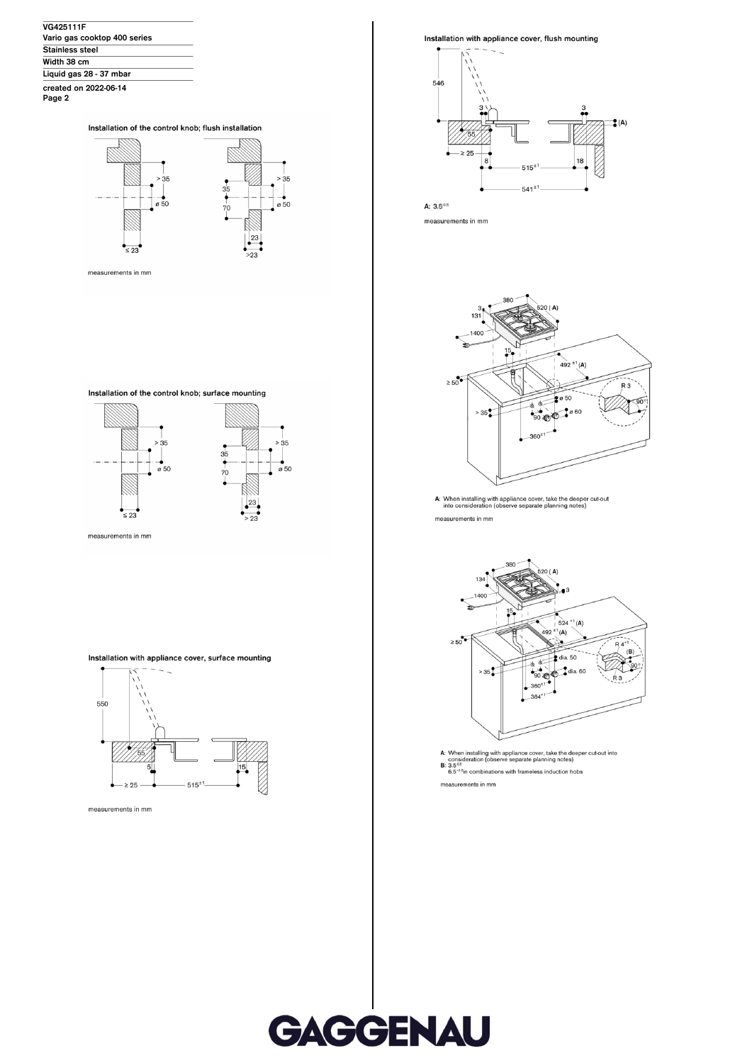VG425111F
Vario gas cooktop 400 series
Stainless steel
Width 38 cm
Liquid gas 28 - 37 mbar
created on 2022-06-14

### Installation of the control knob; flush installation

measurements in mm

### Installation of the control knob; surface mounting

measurements in mm

### Installation with appliance cover, surface mounting

measurements in mm

### Installation with appliance cover, flush mounting

A: $3.5^{-0.5}$

measurements in mm

A: When installing with appliance cover, take the deeper cut-out into consideration (observe separate planning notes)

measurements in mm

A: When installing with appliance cover, take the deeper cut-out into consideration (observe separate planning notes)
B: $3.5^{-0.5}$
$6.5^{+0.5}$in combinations with frameless induction hobs

measurements in mm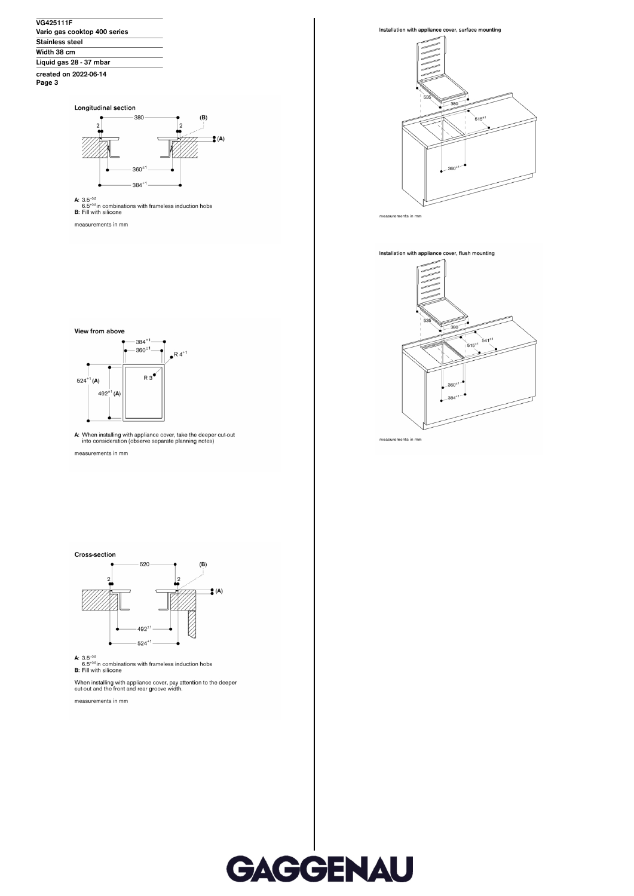VG425111F
Vario gas cooktop 400 series
Stainless steel
Width 38 cm
Liquid gas 28 - 37 mbar

created on 2022-06-14

## Longitudinal section

380
2
2
(B)
(A)
$360^{\pm 1}$
$384^{+1}$

**A**: $3.5^{-0.5}$
$6.5^{+0.5}$in combinations with frameless induction hobs
**B**: Fill with silicone

measurements in mm

## View from above

$384^{+1}$
$360^{\pm 1}$
R $4^{+1}$
$524^{+1}$ (A)
$492^{\pm 1}$ (A)
R 3

**A**: When installing with appliance cover, take the deeper cut-out into consideration (observe separate planning notes)

measurements in mm

## Cross-section

520
2
2
(B)
(A)
$492^{\pm 1}$
$524^{+1}$

**A**: $3.5^{-0.5}$
$6.5^{+0.5}$in combinations with frameless induction hobs
**B**: Fill with silicone

When installing with appliance cover, pay attention to the deeper cut-out and the front and rear groove width.

measurements in mm

## Installation with appliance cover, surface mounting

535
380
$515^{+1}$
$360^{+1}$

measurements in mm

## Installation with appliance cover, flush mounting

535
380
$541^{\pm 1}$
$515^{\pm 1}$
$360^{+1}$
$384^{+1}$

measurements in mm